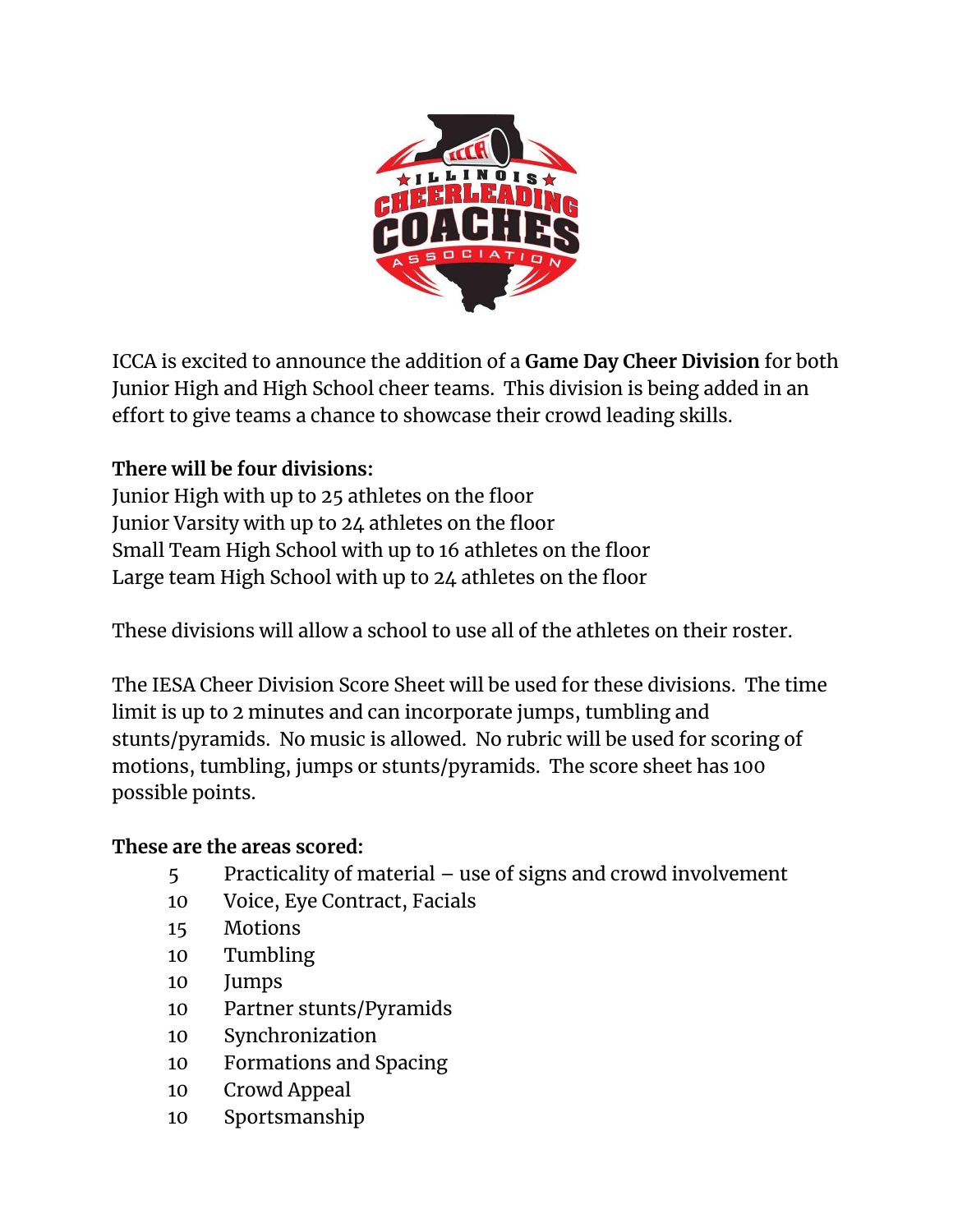ICCA is excited to announce the addition of a **Game Day Cheer Division** for both Junior High and High School cheer teams. This division is being added in an effort to give teams a chance to showcase their crowd leading skills.

**There will be four divisions:**

Junior High with up to 25 athletes on the floor
Junior Varsity with up to 24 athletes on the floor
Small Team High School with up to 16 athletes on the floor
Large team High School with up to 24 athletes on the floor

These divisions will allow a school to use all of the athletes on their roster.

The IESA Cheer Division Score Sheet will be used for these divisions. The time limit is up to 2 minutes and can incorporate jumps, tumbling and stunts/pyramids. No music is allowed. No rubric will be used for scoring of motions, tumbling, jumps or stunts/pyramids. The score sheet has 100 possible points.

**These are the areas scored:**

- 5 Practicality of material – use of signs and crowd involvement
- 10 Voice, Eye Contract, Facials
- 15 Motions
- 10 Tumbling
- 10 Jumps
- 10 Partner stunts/Pyramids
- 10 Synchronization
- 10 Formations and Spacing
- 10 Crowd Appeal
- 10 Sportsmanship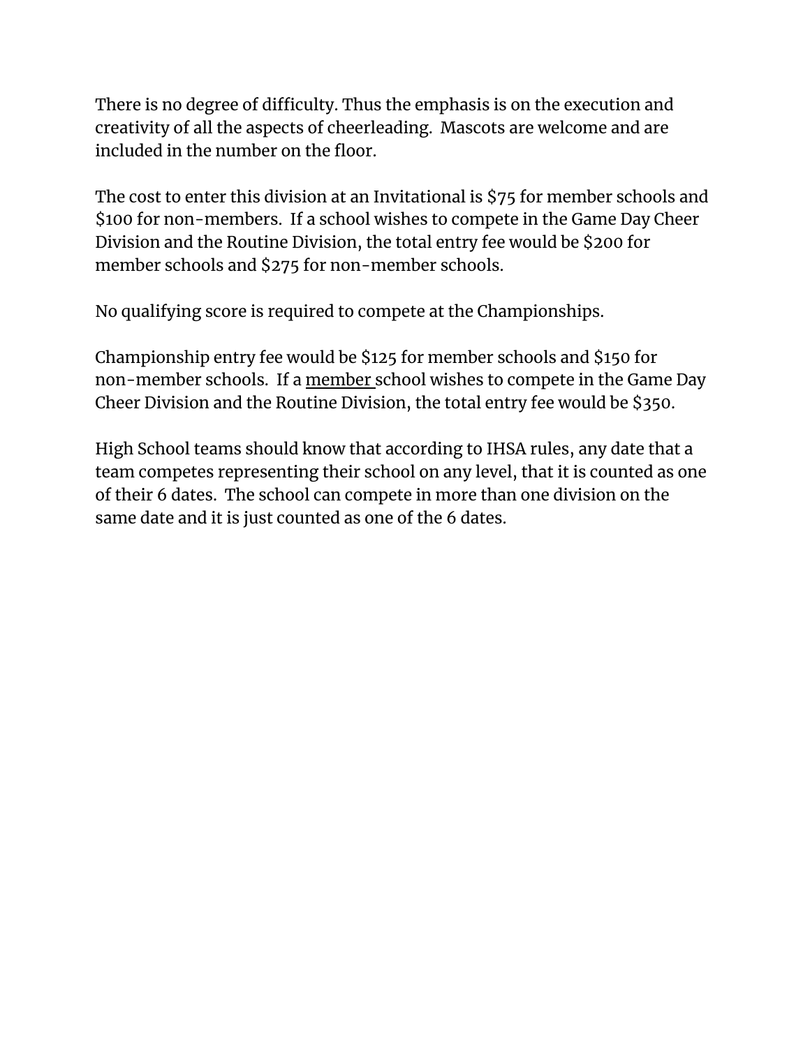There is no degree of difficulty. Thus the emphasis is on the execution and creativity of all the aspects of cheerleading. Mascots are welcome and are included in the number on the floor.

The cost to enter this division at an Invitational is $75 for member schools and $100 for non-members. If a school wishes to compete in the Game Day Cheer Division and the Routine Division, the total entry fee would be $200 for member schools and $275 for non-member schools.

No qualifying score is required to compete at the Championships.

Championship entry fee would be $125 for member schools and $150 for non-member schools. If a <u>member</u> school wishes to compete in the Game Day Cheer Division and the Routine Division, the total entry fee would be $350.

High School teams should know that according to IHSA rules, any date that a team competes representing their school on any level, that it is counted as one of their 6 dates. The school can compete in more than one division on the same date and it is just counted as one of the 6 dates.